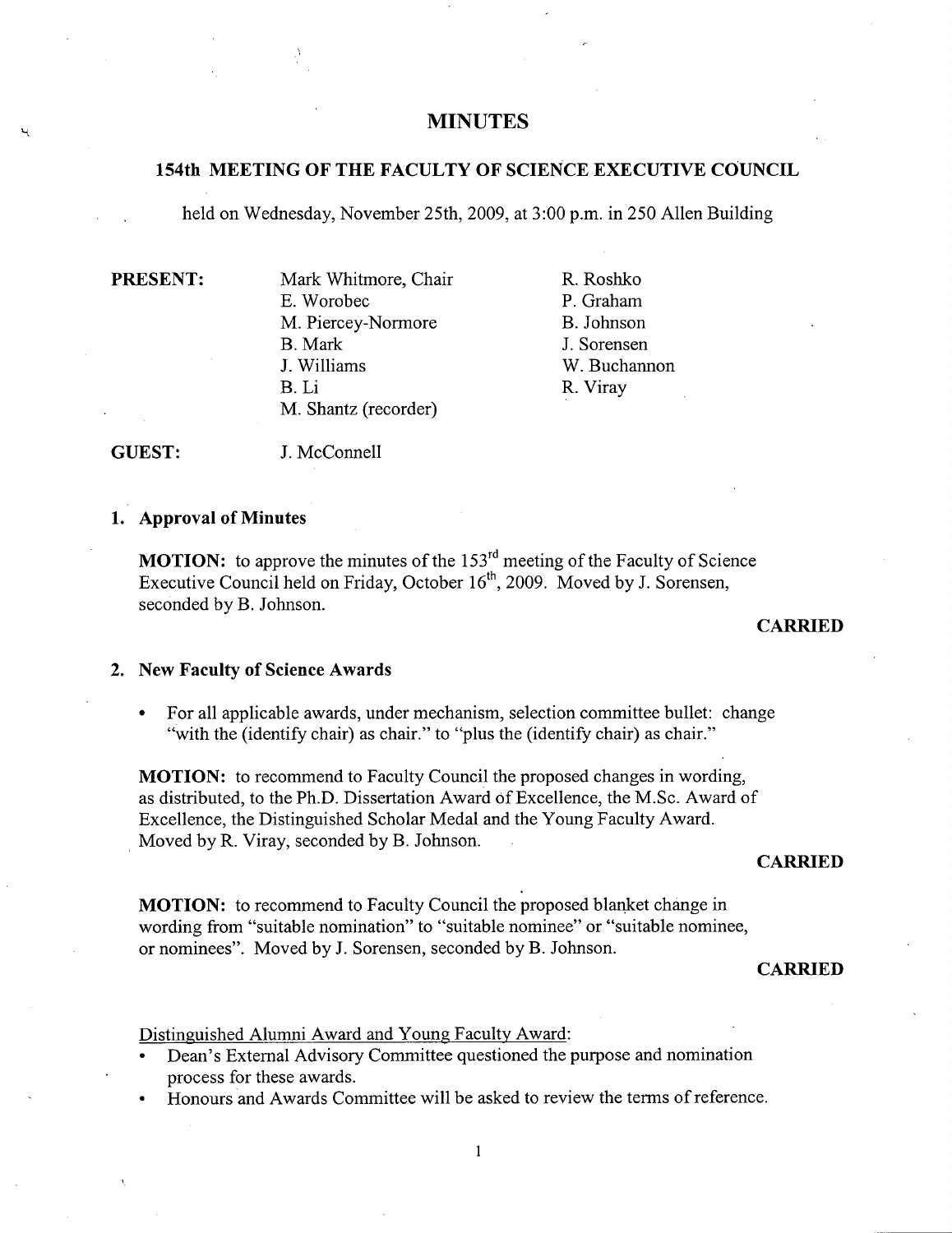# MINUTES

## 154th MEETING OF THE FACULTY OF SCIENCE EXECUTIVE COUNCIL

held on Wednesday, November 25th, 2009, at 3:00 p.m. in 250 Allen Building

**PRESENT:**

Mark Whitmore, Chair
E. Worobec
M. Piercey-Normore
B. Mark
J. Williams
B. Li
M. Shantz (recorder)
R. Roshko
P. Graham
B. Johnson
J. Sorensen
W. Buchannon
R. Viray

**GUEST:** J. McConnell

### 1. Approval of Minutes

**MOTION:** to approve the minutes of the 153rd meeting of the Faculty of Science Executive Council held on Friday, October 16th, 2009. Moved by J. Sorensen, seconded by B. Johnson.

**CARRIED**

### 2. New Faculty of Science Awards

- For all applicable awards, under mechanism, selection committee bullet: change "with the (identify chair) as chair." to "plus the (identify chair) as chair."

**MOTION:** to recommend to Faculty Council the proposed changes in wording, as distributed, to the Ph.D. Dissertation Award of Excellence, the M.Sc. Award of Excellence, the Distinguished Scholar Medal and the Young Faculty Award. Moved by R. Viray, seconded by B. Johnson.

**CARRIED**

**MOTION:** to recommend to Faculty Council the proposed blanket change in wording from "suitable nomination" to "suitable nominee" or "suitable nominee, or nominees". Moved by J. Sorensen, seconded by B. Johnson.

**CARRIED**

Distinguished Alumni Award and Young Faculty Award:

- Dean's External Advisory Committee questioned the purpose and nomination process for these awards.
- Honours and Awards Committee will be asked to review the terms of reference.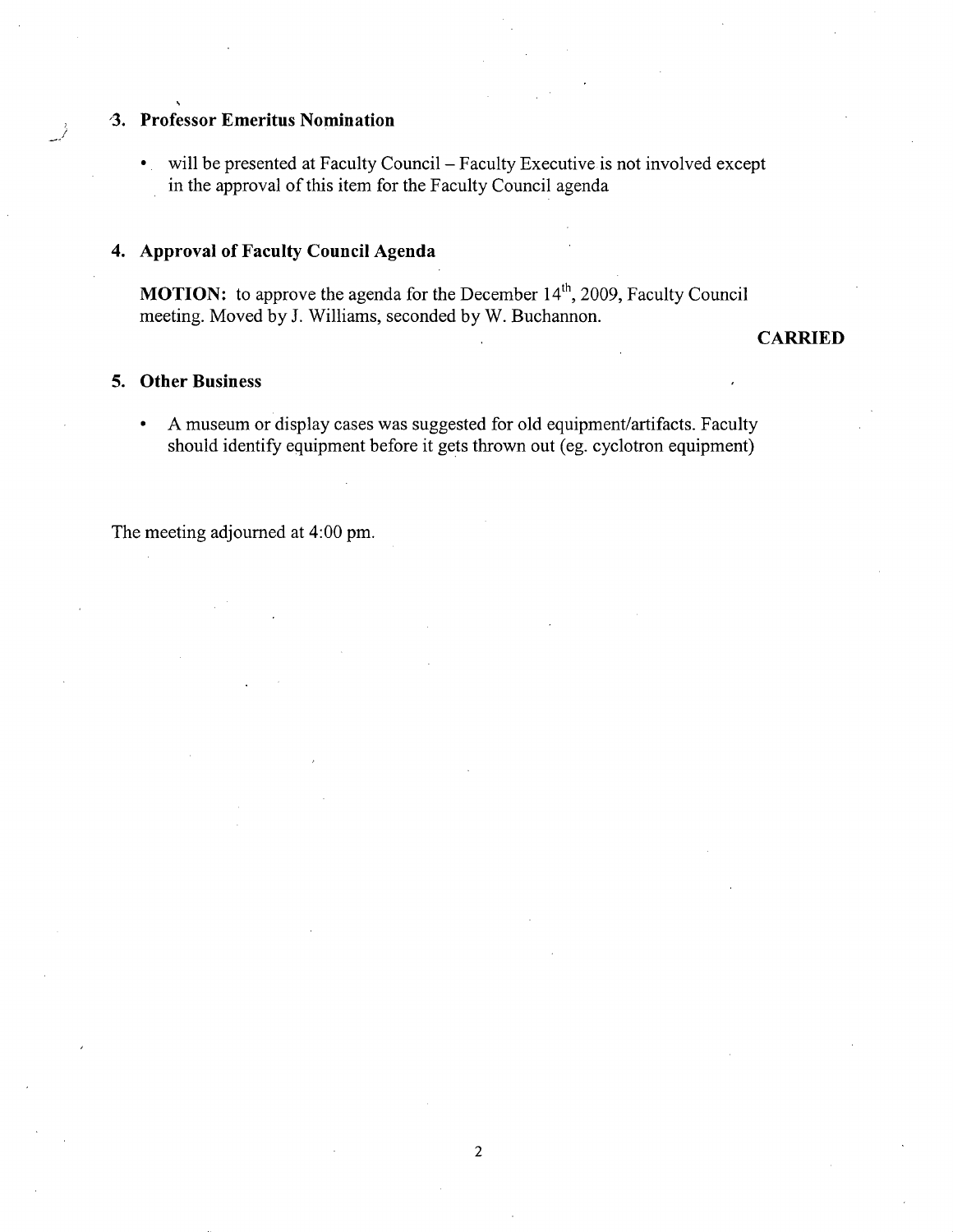### 3. Professor Emeritus Nomination

- will be presented at Faculty Council – Faculty Executive is not involved except in the approval of this item for the Faculty Council agenda

### 4. Approval of Faculty Council Agenda

**MOTION:** to approve the agenda for the December 14th, 2009, Faculty Council meeting. Moved by J. Williams, seconded by W. Buchannon.

**CARRIED**

### 5. Other Business

- A museum or display cases was suggested for old equipment/artifacts. Faculty should identify equipment before it gets thrown out (eg. cyclotron equipment)

The meeting adjourned at 4:00 pm.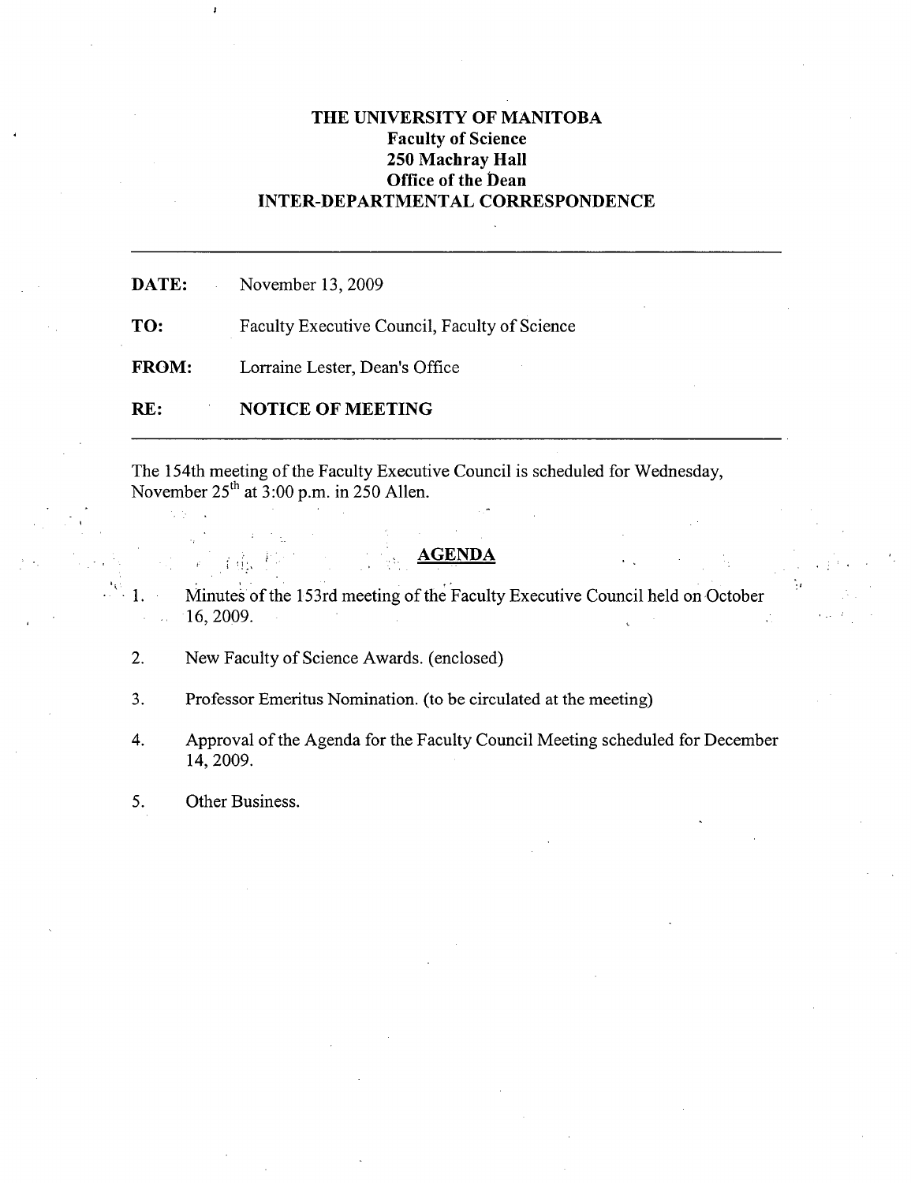**THE UNIVERSITY OF MANITOBA**
**Faculty of Science**
**250 Machray Hall**
**Office of the Dean**
**INTER-DEPARTMENTAL CORRESPONDENCE**

---

**DATE:** November 13, 2009

**TO:** Faculty Executive Council, Faculty of Science

**FROM:** Lorraine Lester, Dean's Office

**RE:** **NOTICE OF MEETING**

---

The 154th meeting of the Faculty Executive Council is scheduled for Wednesday, November $25^{th}$ at 3:00 p.m. in 250 Allen.

**AGENDA**

1. Minutes of the 153rd meeting of the Faculty Executive Council held on October 16, 2009.
2. New Faculty of Science Awards. (enclosed)
3. Professor Emeritus Nomination. (to be circulated at the meeting)
4. Approval of the Agenda for the Faculty Council Meeting scheduled for December 14, 2009.
5. Other Business.